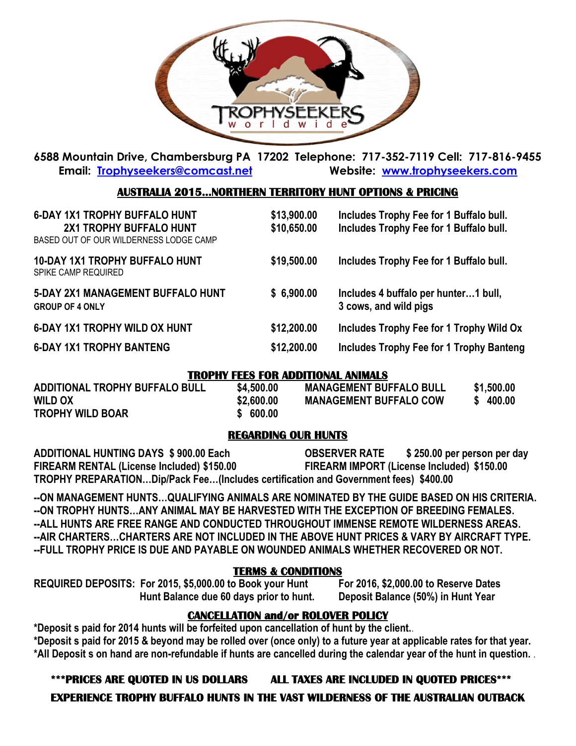6588 Mountain Drive, Chambersburg PA 17202 Telephone: 717-352-7119 Cell: 717-816-9455
Email: Trophyseekers@comcast.net Website: www.trophyseekers.com

## AUSTRALIA 2015…NORTHERN TERRITORY HUNT OPTIONS & PRICING

| Hunt | Price | Includes |
|---|---|---|
| **6-DAY 1X1 TROPHY BUFFALO HUNT** | **$13,900.00** | **Includes Trophy Fee for 1 Buffalo bull.** |
| **2X1 TROPHY BUFFALO HUNT** BASED OUT OF OUR WILDERNESS LODGE CAMP | **$10,650.00** | **Includes Trophy Fee for 1 Buffalo bull.** |
| **10-DAY 1X1 TROPHY BUFFALO HUNT** SPIKE CAMP REQUIRED | **$19,500.00** | **Includes Trophy Fee for 1 Buffalo bull.** |
| **5-DAY 2X1 MANAGEMENT BUFFALO HUNT** **GROUP OF 4 ONLY** | **$ 6,900.00** | **Includes 4 buffalo per hunter…1 bull, 3 cows, and wild pigs** |
| **6-DAY 1X1 TROPHY WILD OX HUNT** | **$12,200.00** | **Includes Trophy Fee for 1 Trophy Wild Ox** |
| **6-DAY 1X1 TROPHY BANTENG** | **$12,200.00** | **Includes Trophy Fee for 1 Trophy Banteng** |

## TROPHY FEES FOR ADDITIONAL ANIMALS

| | | | |
|---|---|---|---|
| **ADDITIONAL TROPHY BUFFALO BULL** | **$4,500.00** | **MANAGEMENT BUFFALO BULL** | **$1,500.00** |
| **WILD OX** | **$2,600.00** | **MANAGEMENT BUFFALO COW** | **$ 400.00** |
| **TROPHY WILD BOAR** | **$ 600.00** | | |

## REGARDING OUR HUNTS

**ADDITIONAL HUNTING DAYS $ 900.00 Each** — **OBSERVER RATE $ 250.00 per person per day**
**FIREARM RENTAL (License Included) $150.00** — **FIREARM IMPORT (License Included) $150.00**
**TROPHY PREPARATION…Dip/Pack Fee…(Includes certification and Government fees) $400.00**

**--ON MANAGEMENT HUNTS…QUALIFYING ANIMALS ARE NOMINATED BY THE GUIDE BASED ON HIS CRITERIA.**
**--ON TROPHY HUNTS…ANY ANIMAL MAY BE HARVESTED WITH THE EXCEPTION OF BREEDING FEMALES.**
**--ALL HUNTS ARE FREE RANGE AND CONDUCTED THROUGHOUT IMMENSE REMOTE WILDERNESS AREAS.**
**--AIR CHARTERS…CHARTERS ARE NOT INCLUDED IN THE ABOVE HUNT PRICES & VARY BY AIRCRAFT TYPE.**
**--FULL TROPHY PRICE IS DUE AND PAYABLE ON WOUNDED ANIMALS WHETHER RECOVERED OR NOT.**

## TERMS & CONDITIONS

**REQUIRED DEPOSITS: For 2015, $5,000.00 to Book your Hunt — For 2016, $2,000.00 to Reserve Dates**
**Hunt Balance due 60 days prior to hunt. — Deposit Balance (50%) in Hunt Year**

## CANCELLATION and/or ROLOVER POLICY

**\*Deposit s paid for 2014 hunts will be forfeited upon cancellation of hunt by the client..**
**\*Deposit s paid for 2015 & beyond may be rolled over (once only) to a future year at applicable rates for that year.**
**\*All Deposit s on hand are non-refundable if hunts are cancelled during the calendar year of the hunt in question. .**

**\*\*\*PRICES ARE QUOTED IN US DOLLARS ALL TAXES ARE INCLUDED IN QUOTED PRICES\*\*\***

**EXPERIENCE TROPHY BUFFALO HUNTS IN THE VAST WILDERNESS OF THE AUSTRALIAN OUTBACK**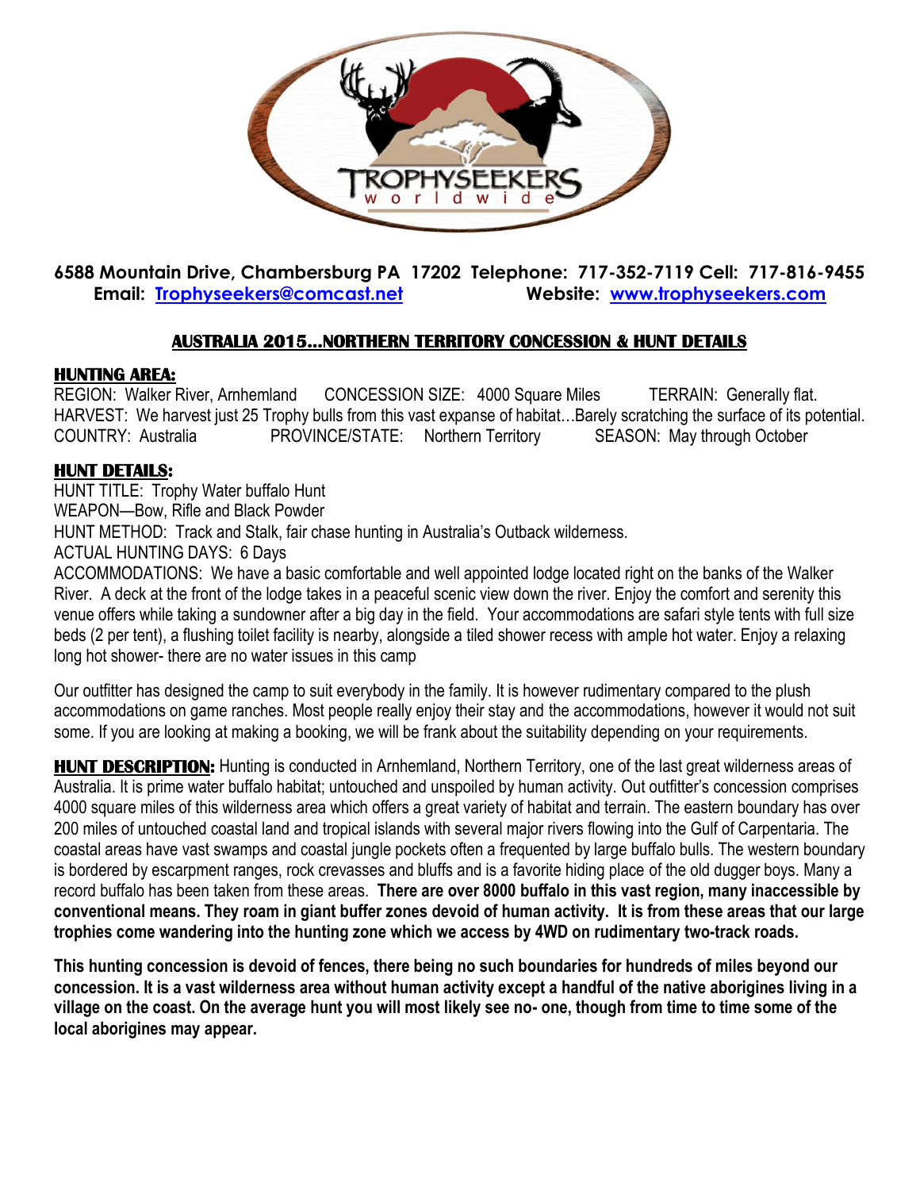TROPHYSEEKERS worldwide

**6588 Mountain Drive, Chambersburg PA 17202 Telephone: 717-352-7119 Cell: 717-816-9455**
**Email: [Trophyseekers@comcast.net](mailto:Trophyseekers@comcast.net) Website: [www.trophyseekers.com](http://www.trophyseekers.com)**

## AUSTRALIA 2015…NORTHERN TERRITORY CONCESSION & HUNT DETAILS

### HUNTING AREA:

REGION: Walker River, Arnhemland CONCESSION SIZE: 4000 Square Miles TERRAIN: Generally flat.
HARVEST: We harvest just 25 Trophy bulls from this vast expanse of habitat…Barely scratching the surface of its potential.
COUNTRY: Australia PROVINCE/STATE: Northern Territory SEASON: May through October

### HUNT DETAILS:

HUNT TITLE: Trophy Water buffalo Hunt
WEAPON—Bow, Rifle and Black Powder
HUNT METHOD: Track and Stalk, fair chase hunting in Australia's Outback wilderness.
ACTUAL HUNTING DAYS: 6 Days
ACCOMMODATIONS: We have a basic comfortable and well appointed lodge located right on the banks of the Walker River. A deck at the front of the lodge takes in a peaceful scenic view down the river. Enjoy the comfort and serenity this venue offers while taking a sundowner after a big day in the field. Your accommodations are safari style tents with full size beds (2 per tent), a flushing toilet facility is nearby, alongside a tiled shower recess with ample hot water. Enjoy a relaxing long hot shower- there are no water issues in this camp

Our outfitter has designed the camp to suit everybody in the family. It is however rudimentary compared to the plush accommodations on game ranches. Most people really enjoy their stay and the accommodations, however it would not suit some. If you are looking at making a booking, we will be frank about the suitability depending on your requirements.

**HUNT DESCRIPTION:** Hunting is conducted in Arnhemland, Northern Territory, one of the last great wilderness areas of Australia. It is prime water buffalo habitat; untouched and unspoiled by human activity. Out outfitter's concession comprises 4000 square miles of this wilderness area which offers a great variety of habitat and terrain. The eastern boundary has over 200 miles of untouched coastal land and tropical islands with several major rivers flowing into the Gulf of Carpentaria. The coastal areas have vast swamps and coastal jungle pockets often a frequented by large buffalo bulls. The western boundary is bordered by escarpment ranges, rock crevasses and bluffs and is a favorite hiding place of the old dugger boys. Many a record buffalo has been taken from these areas. **There are over 8000 buffalo in this vast region, many inaccessible by conventional means. They roam in giant buffer zones devoid of human activity. It is from these areas that our large trophies come wandering into the hunting zone which we access by 4WD on rudimentary two-track roads.**

**This hunting concession is devoid of fences, there being no such boundaries for hundreds of miles beyond our concession. It is a vast wilderness area without human activity except a handful of the native aborigines living in a village on the coast. On the average hunt you will most likely see no- one, though from time to time some of the local aborigines may appear.**